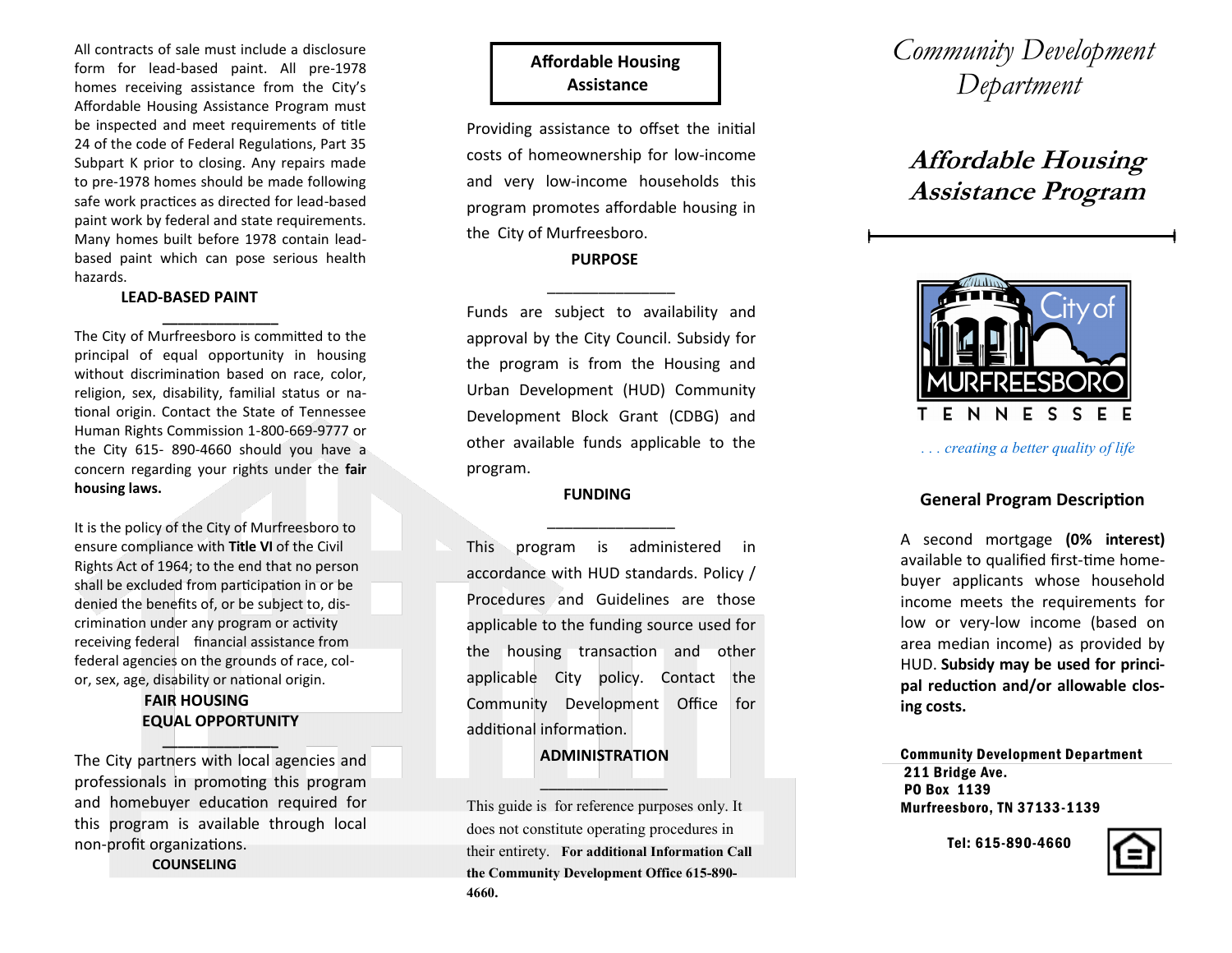# Community Development Department

## Affordable Housing Assistance Program

City of MURFREESBORO TENNESSEE

*. . . creating a better quality of life*

### General Program Description

A second mortgage **(0% interest)** available to qualified first-time home-buyer applicants whose household income meets the requirements for low or very-low income (based on area median income) as provided by HUD. **Subsidy may be used for principal reduction and/or allowable closing costs.**

**Community Development Department**
**211 Bridge Ave.**
**PO Box 1139**
**Murfreesboro, TN 37133-1139**

**Tel: 615-890-4660**

### Affordable Housing Assistance

Providing assistance to offset the initial costs of homeownership for low-income and very low-income households this program promotes affordable housing in the City of Murfreesboro.

**PURPOSE**

---

Funds are subject to availability and approval by the City Council. Subsidy for the program is from the Housing and Urban Development (HUD) Community Development Block Grant (CDBG) and other available funds applicable to the program.

**FUNDING**

---

This program is administered in accordance with HUD standards. Policy / Procedures and Guidelines are those applicable to the funding source used for the housing transaction and other applicable City policy. Contact the Community Development Office for additional information.

**ADMINISTRATION**

---

This guide is for reference purposes only. It does not constitute operating procedures in their entirety. **For additional Information Call the Community Development Office 615-890-4660.**

All contracts of sale must include a disclosure form for lead-based paint. All pre-1978 homes receiving assistance from the City's Affordable Housing Assistance Program must be inspected and meet requirements of title 24 of the code of Federal Regulations, Part 35 Subpart K prior to closing. Any repairs made to pre-1978 homes should be made following safe work practices as directed for lead-based paint work by federal and state requirements. Many homes built before 1978 contain lead-based paint which can pose serious health hazards.

**LEAD-BASED PAINT**

---

The City of Murfreesboro is committed to the principal of equal opportunity in housing without discrimination based on race, color, religion, sex, disability, familial status or national origin. Contact the State of Tennessee Human Rights Commission 1-800-669-9777 or the City 615- 890-4660 should you have a concern regarding your rights under the **fair housing laws.**

It is the policy of the City of Murfreesboro to ensure compliance with **Title VI** of the Civil Rights Act of 1964; to the end that no person shall be excluded from participation in or be denied the benefits of, or be subject to, discrimination under any program or activity receiving federal financial assistance from federal agencies on the grounds of race, color, sex, age, disability or national origin.

**FAIR HOUSING**
**EQUAL OPPORTUNITY**

---

The City partners with local agencies and professionals in promoting this program and homebuyer education required for this program is available through local non-profit organizations.

**COUNSELING**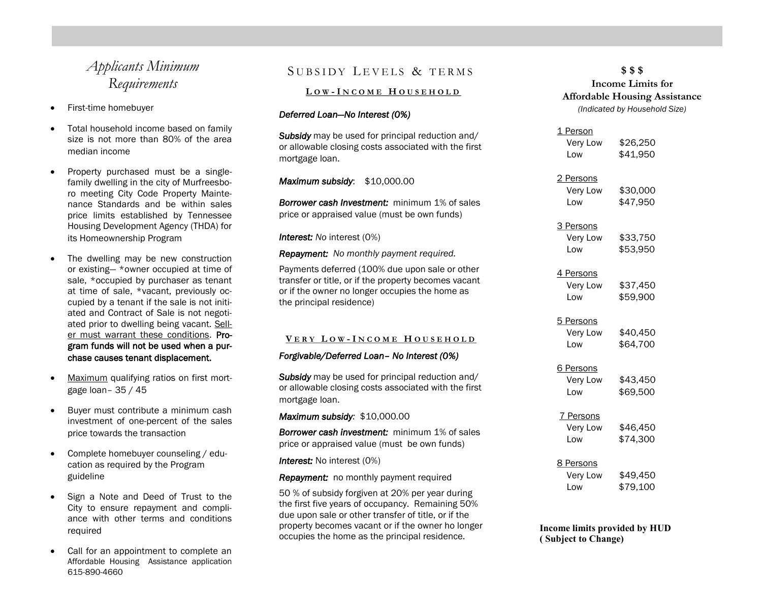## *Applicants Minimum Requirements*

- First-time homebuyer
- Total household income based on family size is not more than 80% of the area median income
- Property purchased must be a single-family dwelling in the city of Murfreesboro meeting City Code Property Maintenance Standards and be within sales price limits established by Tennessee Housing Development Agency (THDA) for its Homeownership Program
- The dwelling may be new construction or existing— *owner occupied at time of sale, *occupied by purchaser as tenant at time of sale, *vacant, previously occupied by a tenant if the sale is not initiated and Contract of Sale is not negotiated prior to dwelling being vacant. Seller must warrant these conditions. **Program funds will not be used when a purchase causes tenant displacement.**
- Maximum qualifying ratios on first mortgage loan– 35 / 45
- Buyer must contribute a minimum cash investment of one-percent of the sales price towards the transaction
- Complete homebuyer counseling / education as required by the Program guideline
- Sign a Note and Deed of Trust to the City to ensure repayment and compliance with other terms and conditions required
- Call for an appointment to complete an Affordable Housing Assistance application 615-890-4660

## Subsidy Levels & Terms

### Low-Income Household

***Deferred Loan—No Interest (0%)***

***Subsidy*** may be used for principal reduction and/or allowable closing costs associated with the first mortgage loan.

***Maximum subsidy***: $10,000.00

***Borrower cash Investment:*** minimum 1% of sales price or appraised value (must be own funds)

***Interest:*** *No* interest (0%)

***Repayment:*** *No monthly payment required.*

Payments deferred (100% due upon sale or other transfer or title, or if the property becomes vacant or if the owner no longer occupies the home as the principal residence)

### Very Low-Income Household

***Forgivable/Deferred Loan– No Interest (0%)***

***Subsidy*** may be used for principal reduction and/or allowable closing costs associated with the first mortgage loan.

***Maximum subsidy***: $10,000.00

***Borrower cash investment:*** minimum 1% of sales price or appraised value (must be own funds)

***Interest:*** No interest (0%)

***Repayment:*** no monthly payment required

50 % of subsidy forgiven at 20% per year during the first five years of occupancy. Remaining 50% due upon sale or other transfer of title, or if the property becomes vacant or if the owner ho longer occupies the home as the principal residence.

## $ $ $
## Income Limits for Affordable Housing Assistance

*(Indicated by Household Size)*

| Household Size | Very Low | Low |
|---|---|---|
| 1 Person | $26,250 | $41,950 |
| 2 Persons | $30,000 | $47,950 |
| 3 Persons | $33,750 | $53,950 |
| 4 Persons | $37,450 | $59,900 |
| 5 Persons | $40,450 | $64,700 |
| 6 Persons | $43,450 | $69,500 |
| 7 Persons | $46,450 | $74,300 |
| 8 Persons | $49,450 | $79,100 |

**Income limits provided by HUD ( Subject to Change)**